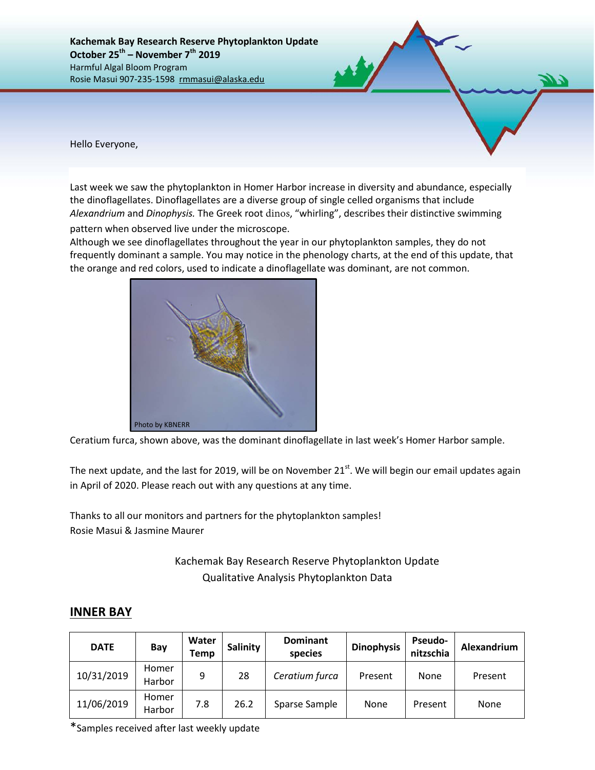**Kachemak Bay Research Reserve Phytoplankton Update**
**October 25th – November 7th 2019**
Harmful Algal Bloom Program
Rosie Masui 907-235-1598 rmmasui@alaska.edu

Hello Everyone,

Last week we saw the phytoplankton in Homer Harbor increase in diversity and abundance, especially the dinoflagellates. Dinoflagellates are a diverse group of single celled organisms that include *Alexandrium* and *Dinophysis.* The Greek root dinos, "whirling", describes their distinctive swimming pattern when observed live under the microscope.
Although we see dinoflagellates throughout the year in our phytoplankton samples, they do not frequently dominant a sample. You may notice in the phenology charts, at the end of this update, that the orange and red colors, used to indicate a dinoflagellate was dominant, are not common.

Photo by KBNERR

Ceratium furca, shown above, was the dominant dinoflagellate in last week's Homer Harbor sample.

The next update, and the last for 2019, will be on November 21st. We will begin our email updates again in April of 2020. Please reach out with any questions at any time.

Thanks to all our monitors and partners for the phytoplankton samples!
Rosie Masui & Jasmine Maurer

Kachemak Bay Research Reserve Phytoplankton Update
Qualitative Analysis Phytoplankton Data

## INNER BAY

| DATE | Bay | Water Temp | Salinity | Dominant species | Dinophysis | Pseudo-nitzschia | Alexandrium |
|---|---|---|---|---|---|---|---|
| 10/31/2019 | Homer Harbor | 9 | 28 | *Ceratium furca* | Present | None | Present |
| 11/06/2019 | Homer Harbor | 7.8 | 26.2 | Sparse Sample | None | Present | None |

*Samples received after last weekly update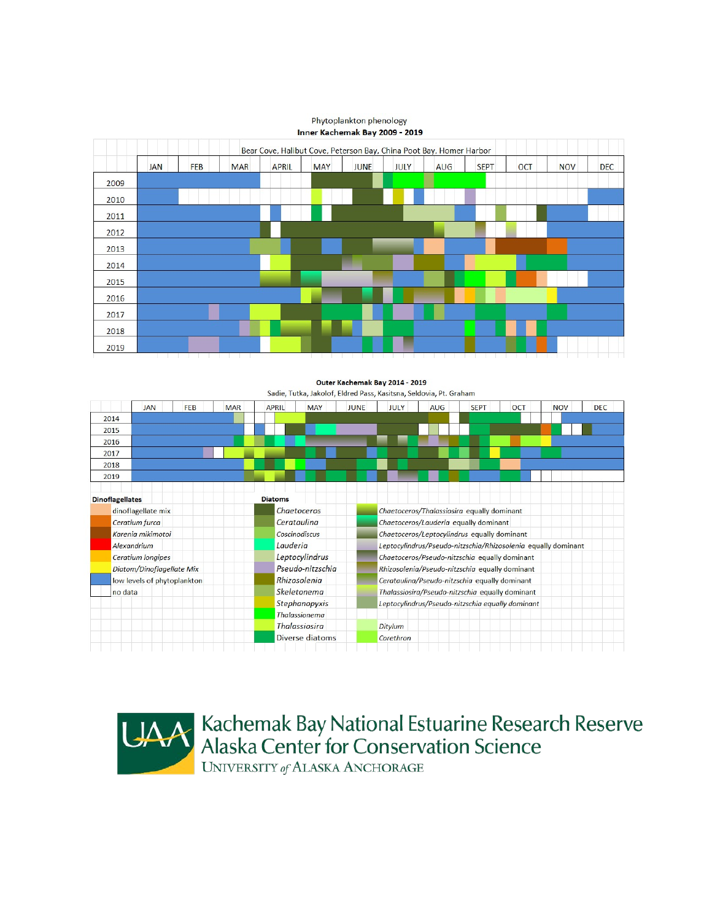Phytoplankton phenology

**Inner Kachemak Bay 2009 - 2019**

Bear Cove, Halibut Cove, Peterson Bay, China Poot Bay, Homer Harbor

JAN FEB MAR APRIL MAY JUNE JULY AUG SEPT OCT NOV DEC

2009
2010
2011
2012
2013
2014
2015
2016
2017
2018
2019

**Outer Kachemak Bay 2014 - 2019**

Sadie, Tutka, Jakolof, Eldred Pass, Kasitsna, Seldovia, Pt. Graham

JAN FEB MAR APRIL MAY JUNE JULY AUG SEPT OCT NOV DEC

2014
2015
2016
2017
2018
2019

**Dinoflagellates**

- dinoflagellate mix
- *Ceratium furca*
- *Korenia mikimotoi*
- *Alexandrium*
- *Ceratium longipes*
- *Diatom/Dinoflagellate Mix*
- low levels of phytoplankton
- no data

**Diatoms**

- *Chaetoceros*
- *Cerataulina*
- *Coscinodiscus*
- *Lauderia*
- *Leptocylindrus*
- *Pseudo-nitzschia*
- *Rhizosolenia*
- *Skeletonema*
- *Stephanopyxis*
- *Thalassionema*
- *Thalassiosira*
- Diverse diatoms
- *Chaetoceros/Thalassiosira* equally dominant
- *Chaetoceros/Lauderia* equally dominant
- *Chaetoceros/Leptocylindrus* equally dominant
- *Leptocylindrus/Pseudo-nitzschia/Rhizosolenia* equally dominant
- *Chaetoceros/Pseudo-nitzschia* equally dominant
- *Rhizosolenia/Pseudo-nitzschia* equally dominant
- *Cerataulina/Pseudo-nitzschia* equally dominant
- *Thalassiosira/Pseudo-nitzschia* equally dominant
- *Leptocylindrus/Pseudo-nitzschia equally dominant*
- *Ditylum*
- *Corethron*

Kachemak Bay National Estuarine Research Reserve
Alaska Center for Conservation Science
UNIVERSITY of ALASKA ANCHORAGE